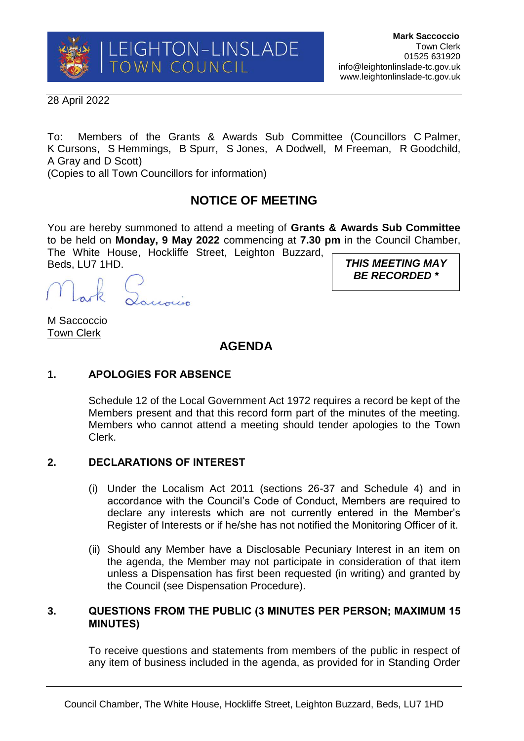LEIGHTON-LINSLADE
TOWN COUNCIL

**Mark Saccoccio**
Town Clerk
01525 631920
info@leightonlinslade-tc.gov.uk
www.leightonlinslade-tc.gov.uk

28 April 2022

To: Members of the Grants & Awards Sub Committee (Councillors C Palmer, K Cursons, S Hemmings, B Spurr, S Jones, A Dodwell, M Freeman, R Goodchild, A Gray and D Scott)
(Copies to all Town Councillors for information)

## NOTICE OF MEETING

You are hereby summoned to attend a meeting of **Grants & Awards Sub Committee** to be held on **Monday, 9 May 2022** commencing at **7.30 pm** in the Council Chamber, The White House, Hockliffe Street, Leighton Buzzard, Beds, LU7 1HD.

***THIS MEETING MAY BE RECORDED \****

Mark Saccoccio

M Saccoccio
Town Clerk

## AGENDA

### 1. APOLOGIES FOR ABSENCE

Schedule 12 of the Local Government Act 1972 requires a record be kept of the Members present and that this record form part of the minutes of the meeting. Members who cannot attend a meeting should tender apologies to the Town Clerk.

### 2. DECLARATIONS OF INTEREST

(i) Under the Localism Act 2011 (sections 26-37 and Schedule 4) and in accordance with the Council's Code of Conduct, Members are required to declare any interests which are not currently entered in the Member's Register of Interests or if he/she has not notified the Monitoring Officer of it.

(ii) Should any Member have a Disclosable Pecuniary Interest in an item on the agenda, the Member may not participate in consideration of that item unless a Dispensation has first been requested (in writing) and granted by the Council (see Dispensation Procedure).

### 3. QUESTIONS FROM THE PUBLIC (3 MINUTES PER PERSON; MAXIMUM 15 MINUTES)

To receive questions and statements from members of the public in respect of any item of business included in the agenda, as provided for in Standing Order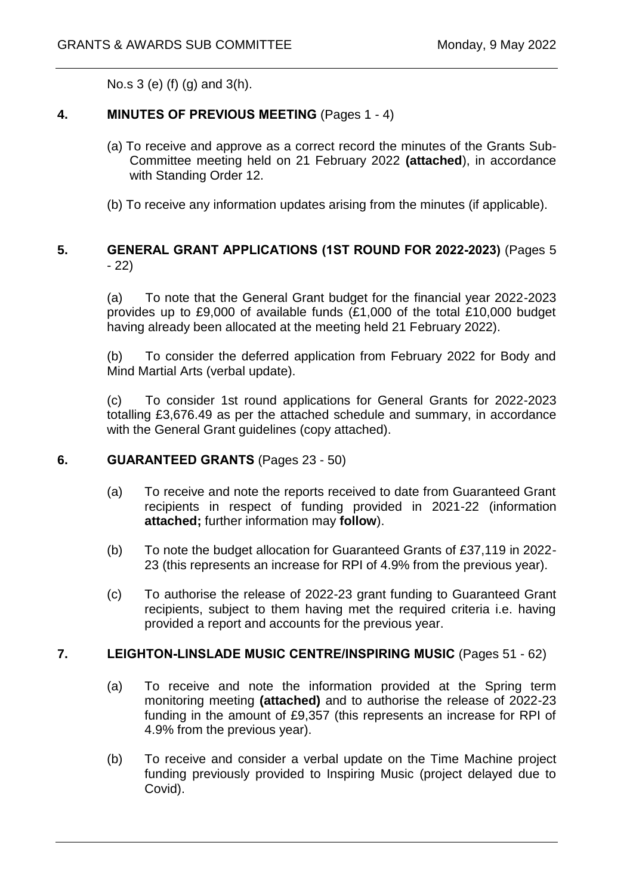No.s 3 (e) (f) (g) and 3(h).

## 4. MINUTES OF PREVIOUS MEETING (Pages 1 - 4)

(a) To receive and approve as a correct record the minutes of the Grants Sub-Committee meeting held on 21 February 2022 **(attached**), in accordance with Standing Order 12.

(b) To receive any information updates arising from the minutes (if applicable).

## 5. GENERAL GRANT APPLICATIONS (1ST ROUND FOR 2022-2023) (Pages 5 - 22)

(a) To note that the General Grant budget for the financial year 2022-2023 provides up to £9,000 of available funds (£1,000 of the total £10,000 budget having already been allocated at the meeting held 21 February 2022).

(b) To consider the deferred application from February 2022 for Body and Mind Martial Arts (verbal update).

(c) To consider 1st round applications for General Grants for 2022-2023 totalling £3,676.49 as per the attached schedule and summary, in accordance with the General Grant guidelines (copy attached).

## 6. GUARANTEED GRANTS (Pages 23 - 50)

(a) To receive and note the reports received to date from Guaranteed Grant recipients in respect of funding provided in 2021-22 (information **attached;** further information may **follow**).

(b) To note the budget allocation for Guaranteed Grants of £37,119 in 2022-23 (this represents an increase for RPI of 4.9% from the previous year).

(c) To authorise the release of 2022-23 grant funding to Guaranteed Grant recipients, subject to them having met the required criteria i.e. having provided a report and accounts for the previous year.

## 7. LEIGHTON-LINSLADE MUSIC CENTRE/INSPIRING MUSIC (Pages 51 - 62)

(a) To receive and note the information provided at the Spring term monitoring meeting **(attached)** and to authorise the release of 2022-23 funding in the amount of £9,357 (this represents an increase for RPI of 4.9% from the previous year).

(b) To receive and consider a verbal update on the Time Machine project funding previously provided to Inspiring Music (project delayed due to Covid).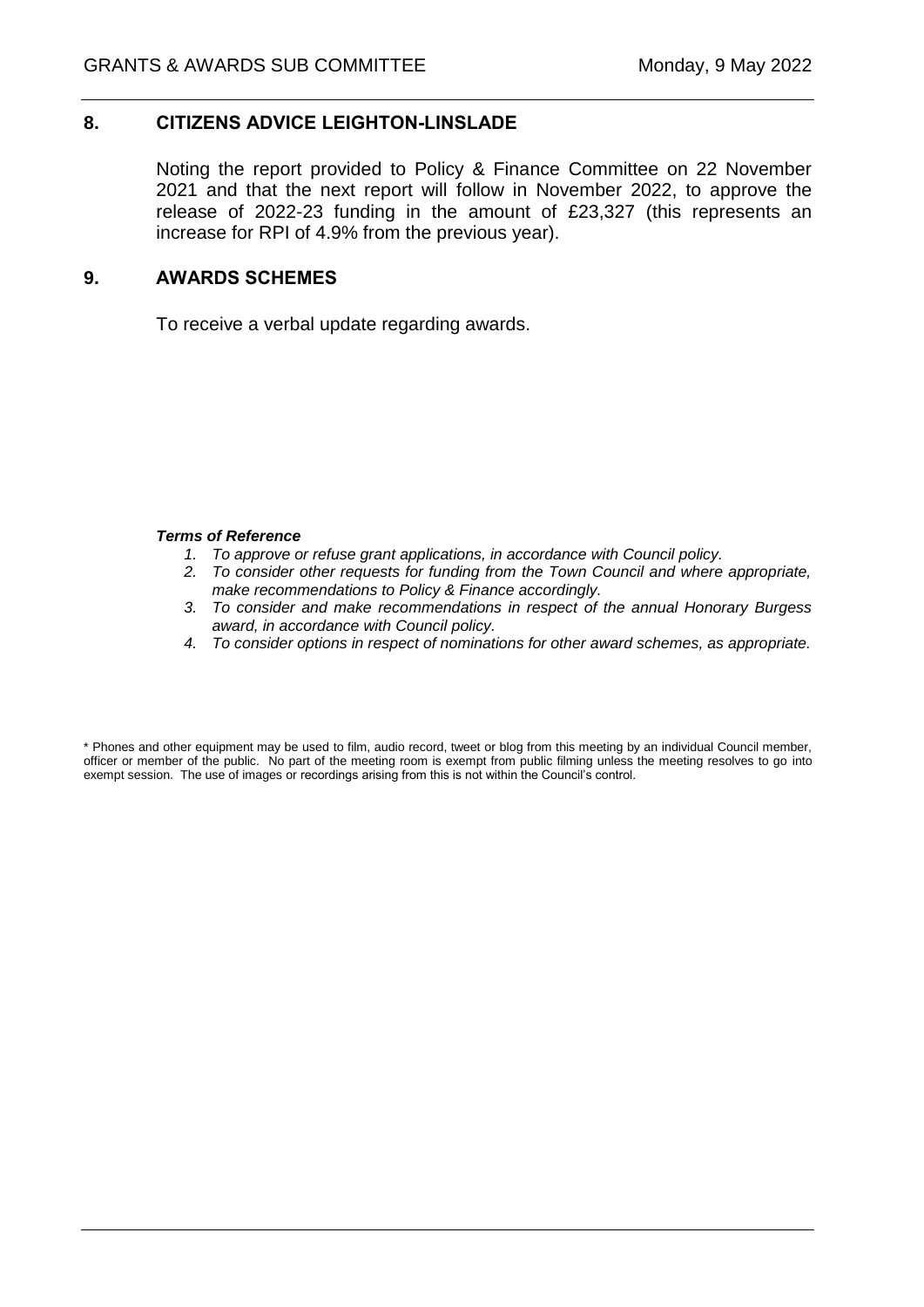## 8. CITIZENS ADVICE LEIGHTON-LINSLADE

Noting the report provided to Policy & Finance Committee on 22 November 2021 and that the next report will follow in November 2022, to approve the release of 2022-23 funding in the amount of £23,327 (this represents an increase for RPI of 4.9% from the previous year).

## 9. AWARDS SCHEMES

To receive a verbal update regarding awards.

***Terms of Reference***

1. *To approve or refuse grant applications, in accordance with Council policy.*
2. *To consider other requests for funding from the Town Council and where appropriate, make recommendations to Policy & Finance accordingly.*
3. *To consider and make recommendations in respect of the annual Honorary Burgess award, in accordance with Council policy.*
4. *To consider options in respect of nominations for other award schemes, as appropriate.*

\* Phones and other equipment may be used to film, audio record, tweet or blog from this meeting by an individual Council member, officer or member of the public. No part of the meeting room is exempt from public filming unless the meeting resolves to go into exempt session. The use of images or recordings arising from this is not within the Council's control.